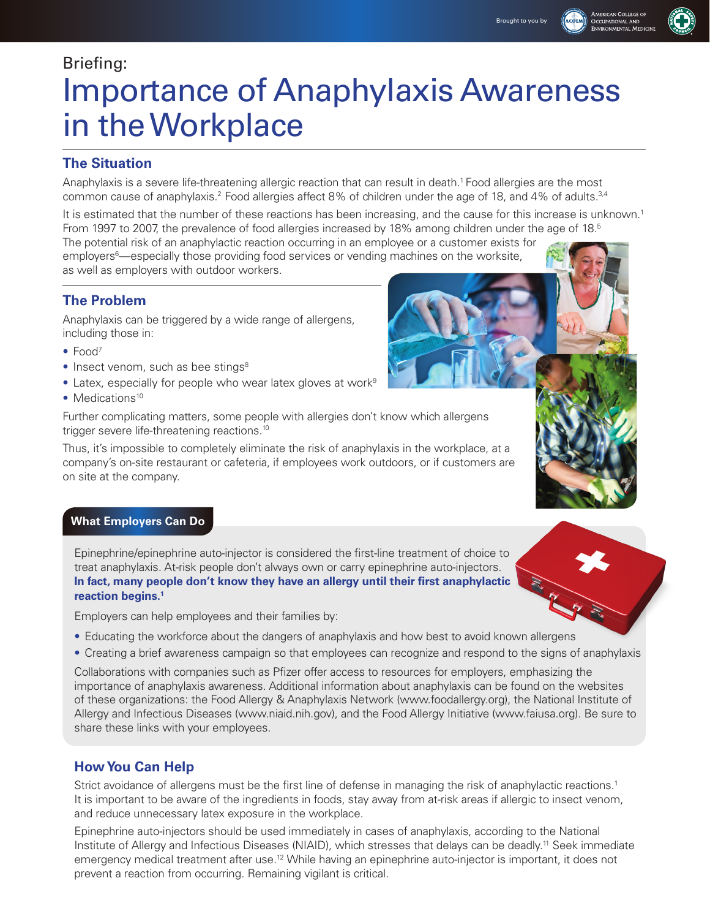Brought to you by American College of Occupational and Environmental Medicine

Briefing:

# Importance of Anaphylaxis Awareness in the Workplace

## The Situation

Anaphylaxis is a severe life-threatening allergic reaction that can result in death.[1] Food allergies are the most common cause of anaphylaxis.[2] Food allergies affect 8% of children under the age of 18, and 4% of adults.[3,4]

It is estimated that the number of these reactions has been increasing, and the cause for this increase is unknown.[1] From 1997 to 2007, the prevalence of food allergies increased by 18% among children under the age of 18.[5] The potential risk of an anaphylactic reaction occurring in an employee or a customer exists for employers[6]—especially those providing food services or vending machines on the worksite, as well as employers with outdoor workers.

## The Problem

Anaphylaxis can be triggered by a wide range of allergens, including those in:

- Food[7]
- Insect venom, such as bee stings[8]
- Latex, especially for people who wear latex gloves at work[9]
- Medications[10]

Further complicating matters, some people with allergies don't know which allergens trigger severe life-threatening reactions.[10]

Thus, it's impossible to completely eliminate the risk of anaphylaxis in the workplace, at a company's on-site restaurant or cafeteria, if employees work outdoors, or if customers are on site at the company.

## What Employers Can Do

Epinephrine/epinephrine auto-injector is considered the first-line treatment of choice to treat anaphylaxis. At-risk people don't always own or carry epinephrine auto-injectors. **In fact, many people don't know they have an allergy until their first anaphylactic reaction begins.[1]**

Employers can help employees and their families by:

- Educating the workforce about the dangers of anaphylaxis and how best to avoid known allergens
- Creating a brief awareness campaign so that employees can recognize and respond to the signs of anaphylaxis

Collaborations with companies such as Pfizer offer access to resources for employers, emphasizing the importance of anaphylaxis awareness. Additional information about anaphylaxis can be found on the websites of these organizations: the Food Allergy & Anaphylaxis Network (www.foodallergy.org), the National Institute of Allergy and Infectious Diseases (www.niaid.nih.gov), and the Food Allergy Initiative (www.faiusa.org). Be sure to share these links with your employees.

## How You Can Help

Strict avoidance of allergens must be the first line of defense in managing the risk of anaphylactic reactions.[1] It is important to be aware of the ingredients in foods, stay away from at-risk areas if allergic to insect venom, and reduce unnecessary latex exposure in the workplace.

Epinephrine auto-injectors should be used immediately in cases of anaphylaxis, according to the National Institute of Allergy and Infectious Diseases (NIAID), which stresses that delays can be deadly.[11] Seek immediate emergency medical treatment after use.[12] While having an epinephrine auto-injector is important, it does not prevent a reaction from occurring. Remaining vigilant is critical.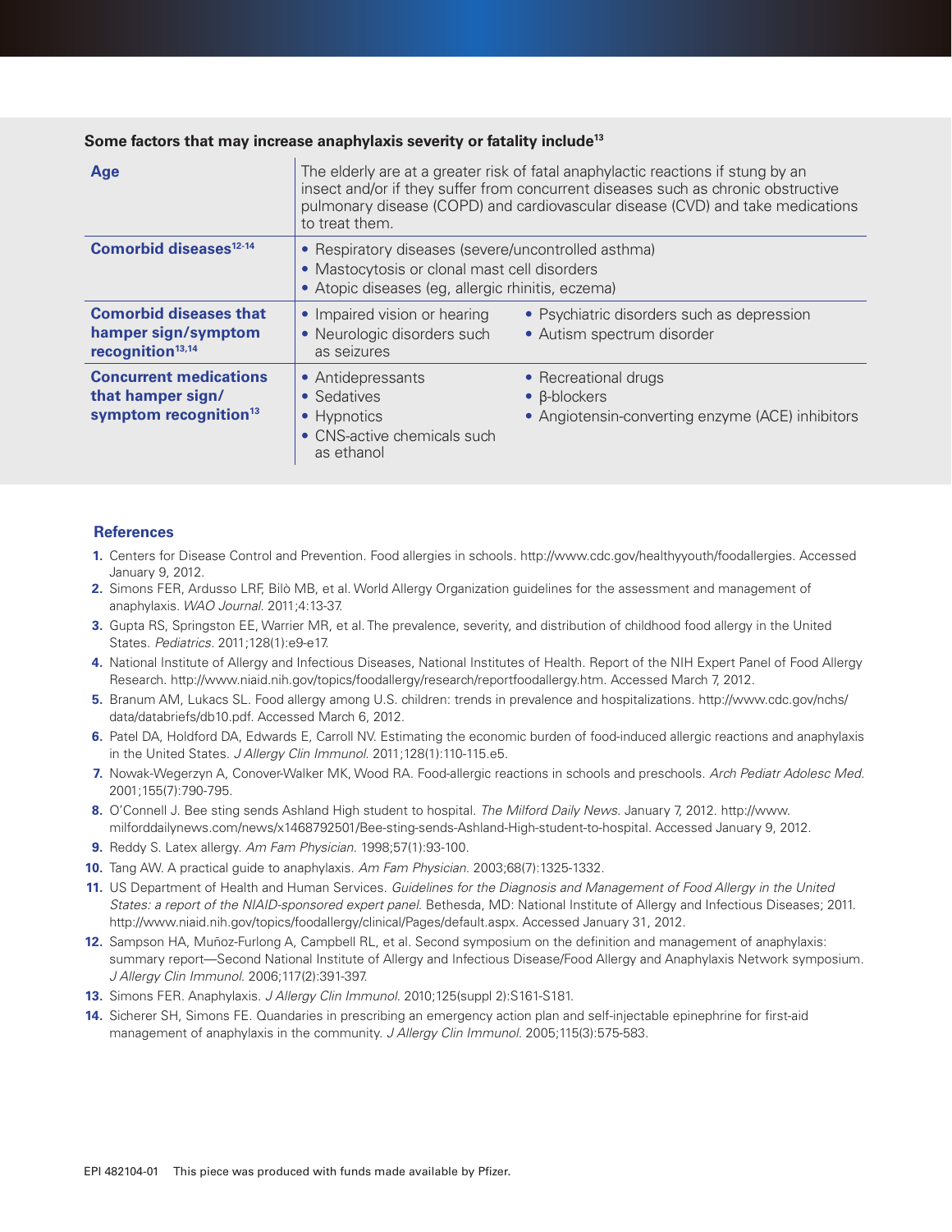**Some factors that may increase anaphylaxis severity or fatality include[13]**

| | | |
|---|---|---|
| **Age** | The elderly are at a greater risk of fatal anaphylactic reactions if stung by an insect and/or if they suffer from concurrent diseases such as chronic obstructive pulmonary disease (COPD) and cardiovascular disease (CVD) and take medications to treat them. | |
| **Comorbid diseases[12-14]** | • Respiratory diseases (severe/uncontrolled asthma)<br>• Mastocytosis or clonal mast cell disorders<br>• Atopic diseases (eg, allergic rhinitis, eczema) | |
| **Comorbid diseases that hamper sign/symptom recognition[13,14]** | • Impaired vision or hearing<br>• Neurologic disorders such as seizures | • Psychiatric disorders such as depression<br>• Autism spectrum disorder |
| **Concurrent medications that hamper sign/ symptom recognition[13]** | • Antidepressants<br>• Sedatives<br>• Hypnotics<br>• CNS-active chemicals such as ethanol | • Recreational drugs<br>• β-blockers<br>• Angiotensin-converting enzyme (ACE) inhibitors |

## References

1. Centers for Disease Control and Prevention. Food allergies in schools. http://www.cdc.gov/healthyyouth/foodallergies. Accessed January 9, 2012.
2. Simons FER, Ardusso LRF, Bilò MB, et al. World Allergy Organization guidelines for the assessment and management of anaphylaxis. *WAO Journal*. 2011;4:13-37.
3. Gupta RS, Springston EE, Warrier MR, et al. The prevalence, severity, and distribution of childhood food allergy in the United States. *Pediatrics*. 2011;128(1):e9-e17.
4. National Institute of Allergy and Infectious Diseases, National Institutes of Health. Report of the NIH Expert Panel of Food Allergy Research. http://www.niaid.nih.gov/topics/foodallergy/research/reportfoodallergy.htm. Accessed March 7, 2012.
5. Branum AM, Lukacs SL. Food allergy among U.S. children: trends in prevalence and hospitalizations. http://www.cdc.gov/nchs/data/databriefs/db10.pdf. Accessed March 6, 2012.
6. Patel DA, Holdford DA, Edwards E, Carroll NV. Estimating the economic burden of food-induced allergic reactions and anaphylaxis in the United States. *J Allergy Clin Immunol*. 2011;128(1):110-115.e5.
7. Nowak-Wegerzyn A, Conover-Walker MK, Wood RA. Food-allergic reactions in schools and preschools. *Arch Pediatr Adolesc Med*. 2001;155(7):790-795.
8. O'Connell J. Bee sting sends Ashland High student to hospital. *The Milford Daily News*. January 7, 2012. http://www.milforddailynews.com/news/x1468792501/Bee-sting-sends-Ashland-High-student-to-hospital. Accessed January 9, 2012.
9. Reddy S. Latex allergy. *Am Fam Physician*. 1998;57(1):93-100.
10. Tang AW. A practical guide to anaphylaxis. *Am Fam Physician*. 2003;68(7):1325-1332.
11. US Department of Health and Human Services. *Guidelines for the Diagnosis and Management of Food Allergy in the United States: a report of the NIAID-sponsored expert panel*. Bethesda, MD: National Institute of Allergy and Infectious Diseases; 2011. http://www.niaid.nih.gov/topics/foodallergy/clinical/Pages/default.aspx. Accessed January 31, 2012.
12. Sampson HA, Muñoz-Furlong A, Campbell RL, et al. Second symposium on the definition and management of anaphylaxis: summary report—Second National Institute of Allergy and Infectious Disease/Food Allergy and Anaphylaxis Network symposium. *J Allergy Clin Immunol*. 2006;117(2):391-397.
13. Simons FER. Anaphylaxis. *J Allergy Clin Immunol*. 2010;125(suppl 2):S161-S181.
14. Sicherer SH, Simons FE. Quandaries in prescribing an emergency action plan and self-injectable epinephrine for first-aid management of anaphylaxis in the community. *J Allergy Clin Immunol*. 2005;115(3):575-583.

EPI 482104-01 This piece was produced with funds made available by Pfizer.